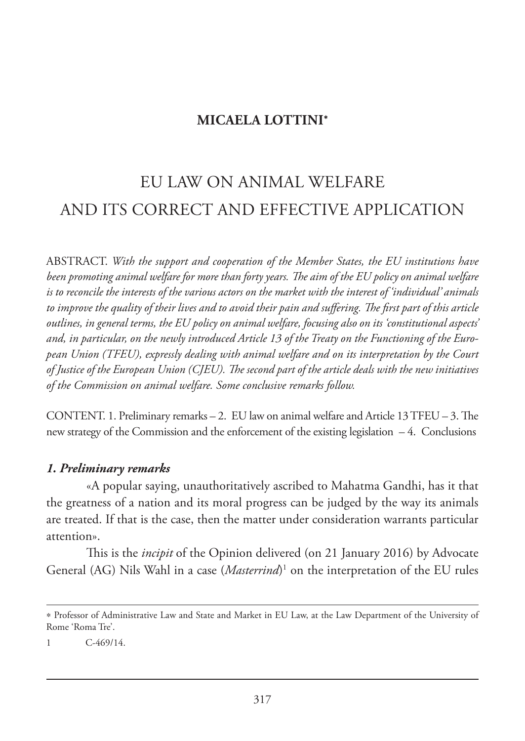**MICAELA LOTTINI***

# EU LAW ON ANIMAL WELFARE AND ITS CORRECT AND EFFECTIVE APPLICATION

ABSTRACT. *With the support and cooperation of the Member States, the EU institutions have been promoting animal welfare for more than forty years. The aim of the EU policy on animal welfare is to reconcile the interests of the various actors on the market with the interest of 'individual' animals to improve the quality of their lives and to avoid their pain and suffering. The first part of this article outlines, in general terms, the EU policy on animal welfare, focusing also on its 'constitutional aspects' and, in particular, on the newly introduced Article 13 of the Treaty on the Functioning of the European Union (TFEU), expressly dealing with animal welfare and on its interpretation by the Court of Justice of the European Union (CJEU). The second part of the article deals with the new initiatives of the Commission on animal welfare. Some conclusive remarks follow.*

CONTENT. 1. Preliminary remarks – 2. EU law on animal welfare and Article 13 TFEU – 3. The new strategy of the Commission and the enforcement of the existing legislation – 4. Conclusions

### *1. Preliminary remarks*

«A popular saying, unauthoritatively ascribed to Mahatma Gandhi, has it that the greatness of a nation and its moral progress can be judged by the way its animals are treated. If that is the case, then the matter under consideration warrants particular attention».

This is the *incipit* of the Opinion delivered (on 21 January 2016) by Advocate General (AG) Nils Wahl in a case (*Masterrind*)[1] on the interpretation of the EU rules

---

* Professor of Administrative Law and State and Market in EU Law, at the Law Department of the University of Rome 'Roma Tre'.

1 C-469/14.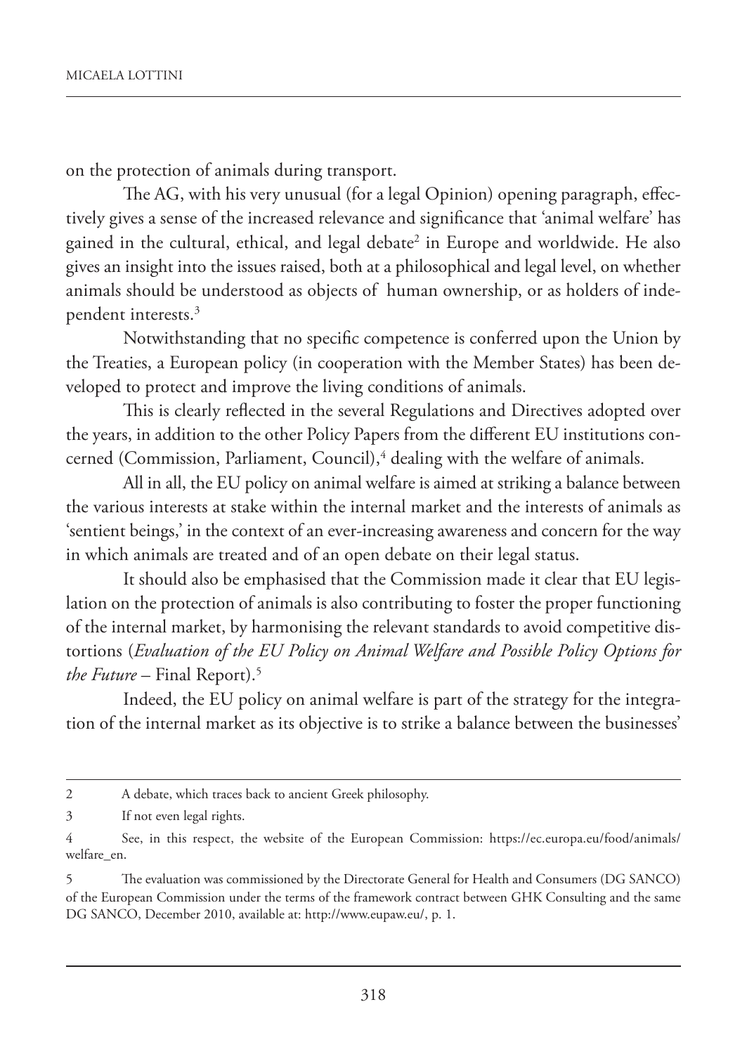on the protection of animals during transport.

The AG, with his very unusual (for a legal Opinion) opening paragraph, effectively gives a sense of the increased relevance and significance that 'animal welfare' has gained in the cultural, ethical, and legal debate[2] in Europe and worldwide. He also gives an insight into the issues raised, both at a philosophical and legal level, on whether animals should be understood as objects of human ownership, or as holders of independent interests.[3]

Notwithstanding that no specific competence is conferred upon the Union by the Treaties, a European policy (in cooperation with the Member States) has been developed to protect and improve the living conditions of animals.

This is clearly reflected in the several Regulations and Directives adopted over the years, in addition to the other Policy Papers from the different EU institutions concerned (Commission, Parliament, Council),[4] dealing with the welfare of animals.

All in all, the EU policy on animal welfare is aimed at striking a balance between the various interests at stake within the internal market and the interests of animals as 'sentient beings,' in the context of an ever-increasing awareness and concern for the way in which animals are treated and of an open debate on their legal status.

It should also be emphasised that the Commission made it clear that EU legislation on the protection of animals is also contributing to foster the proper functioning of the internal market, by harmonising the relevant standards to avoid competitive distortions (*Evaluation of the EU Policy on Animal Welfare and Possible Policy Options for the Future* – Final Report).[5]

Indeed, the EU policy on animal welfare is part of the strategy for the integration of the internal market as its objective is to strike a balance between the businesses'

---

2 A debate, which traces back to ancient Greek philosophy.

3 If not even legal rights.

4 See, in this respect, the website of the European Commission: https://ec.europa.eu/food/animals/welfare_en.

5 The evaluation was commissioned by the Directorate General for Health and Consumers (DG SANCO) of the European Commission under the terms of the framework contract between GHK Consulting and the same DG SANCO, December 2010, available at: http://www.eupaw.eu/, p. 1.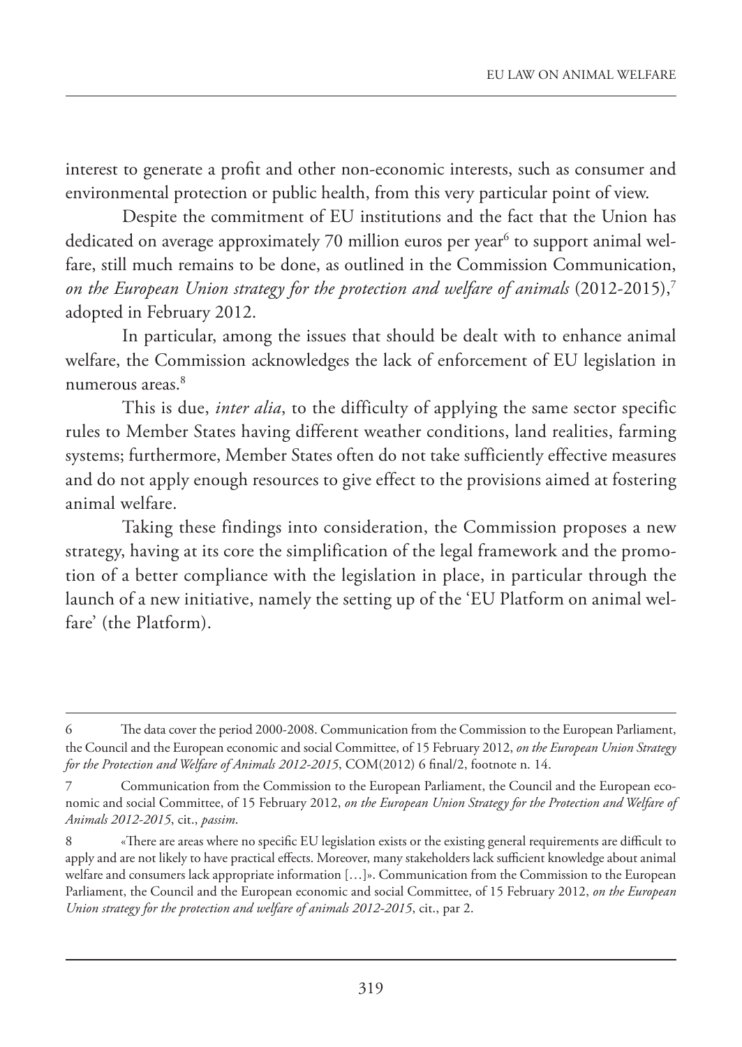interest to generate a profit and other non-economic interests, such as consumer and environmental protection or public health, from this very particular point of view.

Despite the commitment of EU institutions and the fact that the Union has dedicated on average approximately 70 million euros per year[6] to support animal welfare, still much remains to be done, as outlined in the Commission Communication, *on the European Union strategy for the protection and welfare of animals* (2012-2015),[7] adopted in February 2012.

In particular, among the issues that should be dealt with to enhance animal welfare, the Commission acknowledges the lack of enforcement of EU legislation in numerous areas.[8]

This is due, *inter alia*, to the difficulty of applying the same sector specific rules to Member States having different weather conditions, land realities, farming systems; furthermore, Member States often do not take sufficiently effective measures and do not apply enough resources to give effect to the provisions aimed at fostering animal welfare.

Taking these findings into consideration, the Commission proposes a new strategy, having at its core the simplification of the legal framework and the promotion of a better compliance with the legislation in place, in particular through the launch of a new initiative, namely the setting up of the 'EU Platform on animal welfare' (the Platform).

---

6 The data cover the period 2000-2008. Communication from the Commission to the European Parliament, the Council and the European economic and social Committee, of 15 February 2012, *on the European Union Strategy for the Protection and Welfare of Animals 2012-2015*, COM(2012) 6 final/2, footnote n. 14.

7 Communication from the Commission to the European Parliament, the Council and the European economic and social Committee, of 15 February 2012, *on the European Union Strategy for the Protection and Welfare of Animals 2012-2015*, cit., *passim*.

8 «There are areas where no specific EU legislation exists or the existing general requirements are difficult to apply and are not likely to have practical effects. Moreover, many stakeholders lack sufficient knowledge about animal welfare and consumers lack appropriate information […]». Communication from the Commission to the European Parliament, the Council and the European economic and social Committee, of 15 February 2012, *on the European Union strategy for the protection and welfare of animals 2012-2015*, cit., par 2.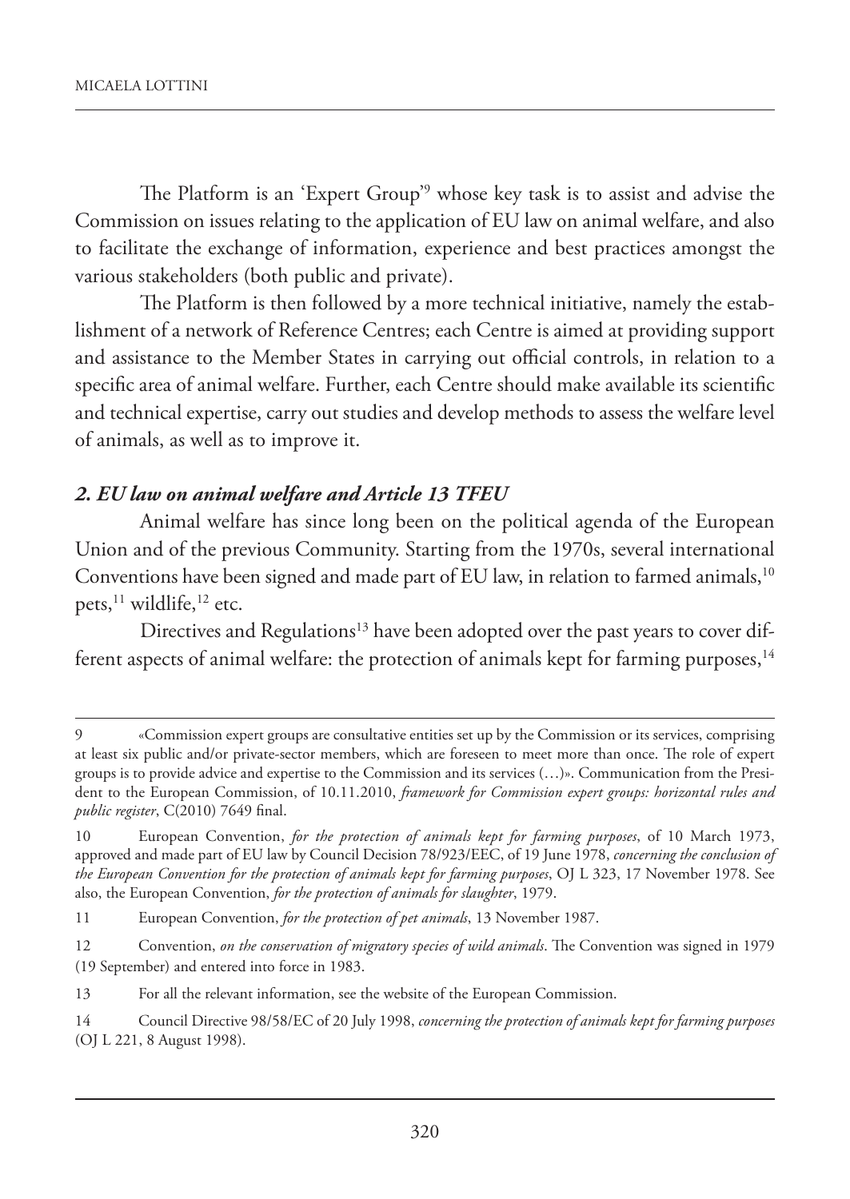The Platform is an 'Expert Group'[9] whose key task is to assist and advise the Commission on issues relating to the application of EU law on animal welfare, and also to facilitate the exchange of information, experience and best practices amongst the various stakeholders (both public and private).

The Platform is then followed by a more technical initiative, namely the establishment of a network of Reference Centres; each Centre is aimed at providing support and assistance to the Member States in carrying out official controls, in relation to a specific area of animal welfare. Further, each Centre should make available its scientific and technical expertise, carry out studies and develop methods to assess the welfare level of animals, as well as to improve it.

## *2. EU law on animal welfare and Article 13 TFEU*

Animal welfare has since long been on the political agenda of the European Union and of the previous Community. Starting from the 1970s, several international Conventions have been signed and made part of EU law, in relation to farmed animals,[10] pets,[11] wildlife,[12] etc.

Directives and Regulations[13] have been adopted over the past years to cover different aspects of animal welfare: the protection of animals kept for farming purposes,[14]

---

9 «Commission expert groups are consultative entities set up by the Commission or its services, comprising at least six public and/or private-sector members, which are foreseen to meet more than once. The role of expert groups is to provide advice and expertise to the Commission and its services (…)». Communication from the President to the European Commission, of 10.11.2010, *framework for Commission expert groups: horizontal rules and public register*, C(2010) 7649 final.

10 European Convention, *for the protection of animals kept for farming purposes*, of 10 March 1973, approved and made part of EU law by Council Decision 78/923/EEC, of 19 June 1978, *concerning the conclusion of the European Convention for the protection of animals kept for farming purposes*, OJ L 323, 17 November 1978. See also, the European Convention, *for the protection of animals for slaughter*, 1979.

11 European Convention, *for the protection of pet animals*, 13 November 1987.

12 Convention, *on the conservation of migratory species of wild animals*. The Convention was signed in 1979 (19 September) and entered into force in 1983.

13 For all the relevant information, see the website of the European Commission.

14 Council Directive 98/58/EC of 20 July 1998, *concerning the protection of animals kept for farming purposes* (OJ L 221, 8 August 1998).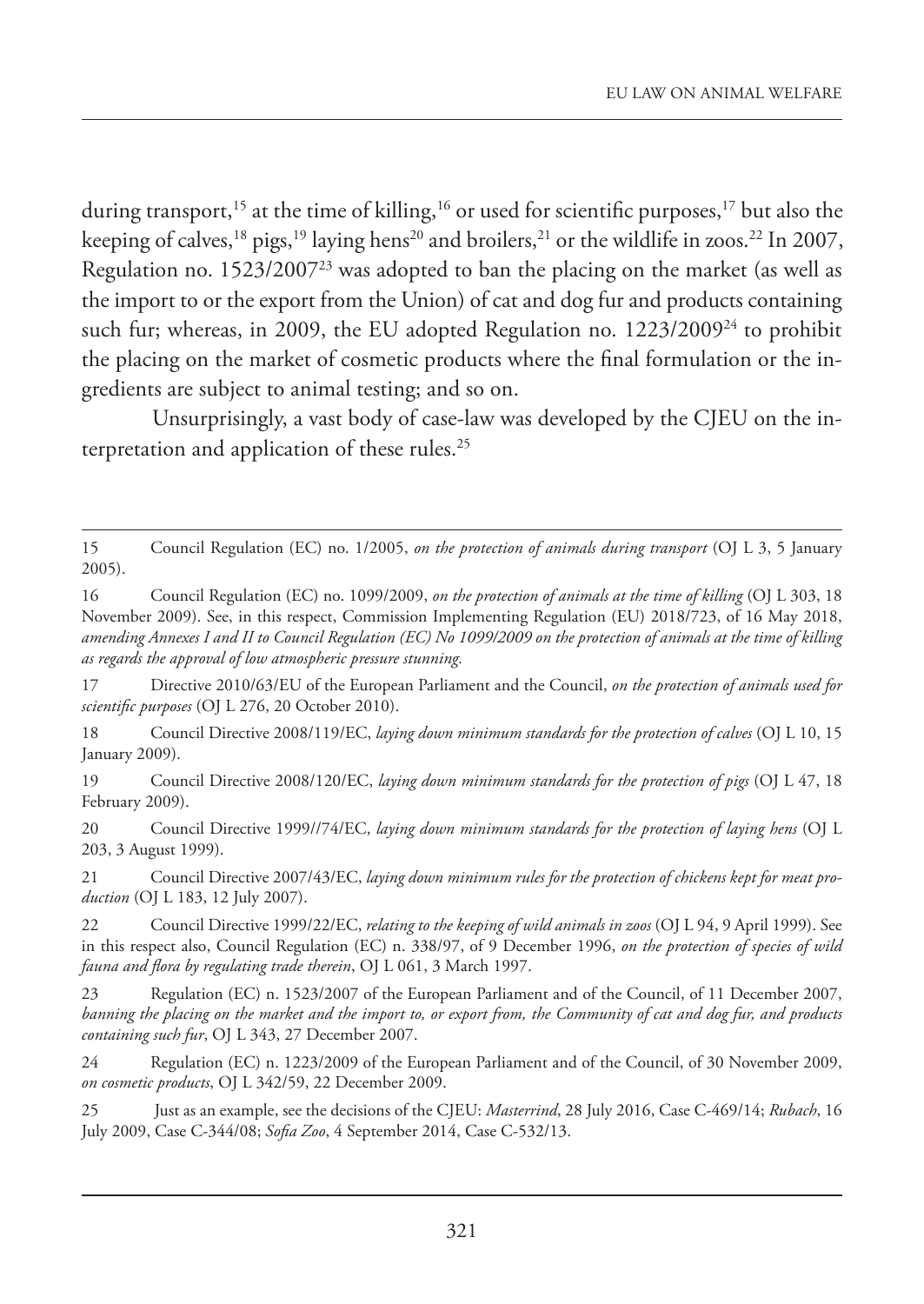during transport,[15] at the time of killing,[16] or used for scientific purposes,[17] but also the keeping of calves,[18] pigs,[19] laying hens[20] and broilers,[21] or the wildlife in zoos.[22] In 2007, Regulation no. 1523/2007[23] was adopted to ban the placing on the market (as well as the import to or the export from the Union) of cat and dog fur and products containing such fur; whereas, in 2009, the EU adopted Regulation no. 1223/2009[24] to prohibit the placing on the market of cosmetic products where the final formulation or the ingredients are subject to animal testing; and so on.

Unsurprisingly, a vast body of case-law was developed by the CJEU on the interpretation and application of these rules.[25]

---

15 Council Regulation (EC) no. 1/2005, *on the protection of animals during transport* (OJ L 3, 5 January 2005).

16 Council Regulation (EC) no. 1099/2009, *on the protection of animals at the time of killing* (OJ L 303, 18 November 2009). See, in this respect, Commission Implementing Regulation (EU) 2018/723, of 16 May 2018, *amending Annexes I and II to Council Regulation (EC) No 1099/2009 on the protection of animals at the time of killing as regards the approval of low atmospheric pressure stunning*.

17 Directive 2010/63/EU of the European Parliament and the Council, *on the protection of animals used for scientific purposes* (OJ L 276, 20 October 2010).

18 Council Directive 2008/119/EC, *laying down minimum standards for the protection of calves* (OJ L 10, 15 January 2009).

19 Council Directive 2008/120/EC, *laying down minimum standards for the protection of pigs* (OJ L 47, 18 February 2009).

20 Council Directive 1999//74/EC, *laying down minimum standards for the protection of laying hens* (OJ L 203, 3 August 1999).

21 Council Directive 2007/43/EC, *laying down minimum rules for the protection of chickens kept for meat production* (OJ L 183, 12 July 2007).

22 Council Directive 1999/22/EC, *relating to the keeping of wild animals in zoos* (OJ L 94, 9 April 1999). See in this respect also, Council Regulation (EC) n. 338/97, of 9 December 1996, *on the protection of species of wild fauna and flora by regulating trade therein*, OJ L 061, 3 March 1997.

23 Regulation (EC) n. 1523/2007 of the European Parliament and of the Council, of 11 December 2007, *banning the placing on the market and the import to, or export from, the Community of cat and dog fur, and products containing such fur*, OJ L 343, 27 December 2007.

24 Regulation (EC) n. 1223/2009 of the European Parliament and of the Council, of 30 November 2009, *on cosmetic products*, OJ L 342/59, 22 December 2009.

25 Just as an example, see the decisions of the CJEU: *Masterrind*, 28 July 2016, Case C-469/14; *Rubach*, 16 July 2009, Case C-344/08; *Sofia Zoo*, 4 September 2014, Case C-532/13.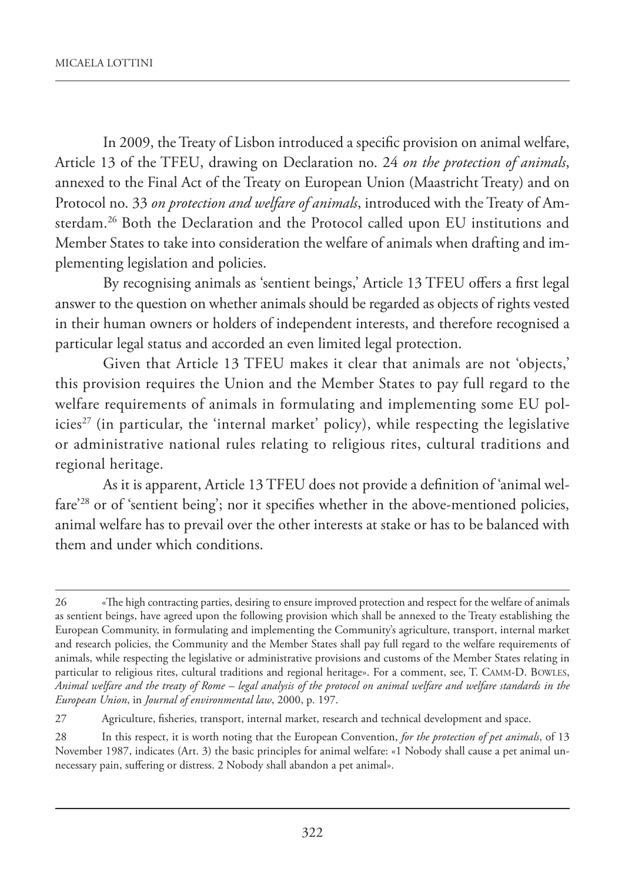In 2009, the Treaty of Lisbon introduced a specific provision on animal welfare, Article 13 of the TFEU, drawing on Declaration no. 24 *on the protection of animals*, annexed to the Final Act of the Treaty on European Union (Maastricht Treaty) and on Protocol no. 33 *on protection and welfare of animals*, introduced with the Treaty of Amsterdam.[26] Both the Declaration and the Protocol called upon EU institutions and Member States to take into consideration the welfare of animals when drafting and implementing legislation and policies.

By recognising animals as 'sentient beings,' Article 13 TFEU offers a first legal answer to the question on whether animals should be regarded as objects of rights vested in their human owners or holders of independent interests, and therefore recognised a particular legal status and accorded an even limited legal protection.

Given that Article 13 TFEU makes it clear that animals are not 'objects,' this provision requires the Union and the Member States to pay full regard to the welfare requirements of animals in formulating and implementing some EU policies[27] (in particular, the 'internal market' policy), while respecting the legislative or administrative national rules relating to religious rites, cultural traditions and regional heritage.

As it is apparent, Article 13 TFEU does not provide a definition of 'animal welfare'[28] or of 'sentient being'; nor it specifies whether in the above-mentioned policies, animal welfare has to prevail over the other interests at stake or has to be balanced with them and under which conditions.

---

26 «The high contracting parties, desiring to ensure improved protection and respect for the welfare of animals as sentient beings, have agreed upon the following provision which shall be annexed to the Treaty establishing the European Community, in formulating and implementing the Community's agriculture, transport, internal market and research policies, the Community and the Member States shall pay full regard to the welfare requirements of animals, while respecting the legislative or administrative provisions and customs of the Member States relating in particular to religious rites, cultural traditions and regional heritage». For a comment, see, T. Camm-D. Bowles, *Animal welfare and the treaty of Rome – legal analysis of the protocol on animal welfare and welfare standards in the European Union*, in *Journal of environmental law*, 2000, p. 197.

27 Agriculture, fisheries, transport, internal market, research and technical development and space.

28 In this respect, it is worth noting that the European Convention, *for the protection of pet animals*, of 13 November 1987, indicates (Art. 3) the basic principles for animal welfare: «1 Nobody shall cause a pet animal unnecessary pain, suffering or distress. 2 Nobody shall abandon a pet animal».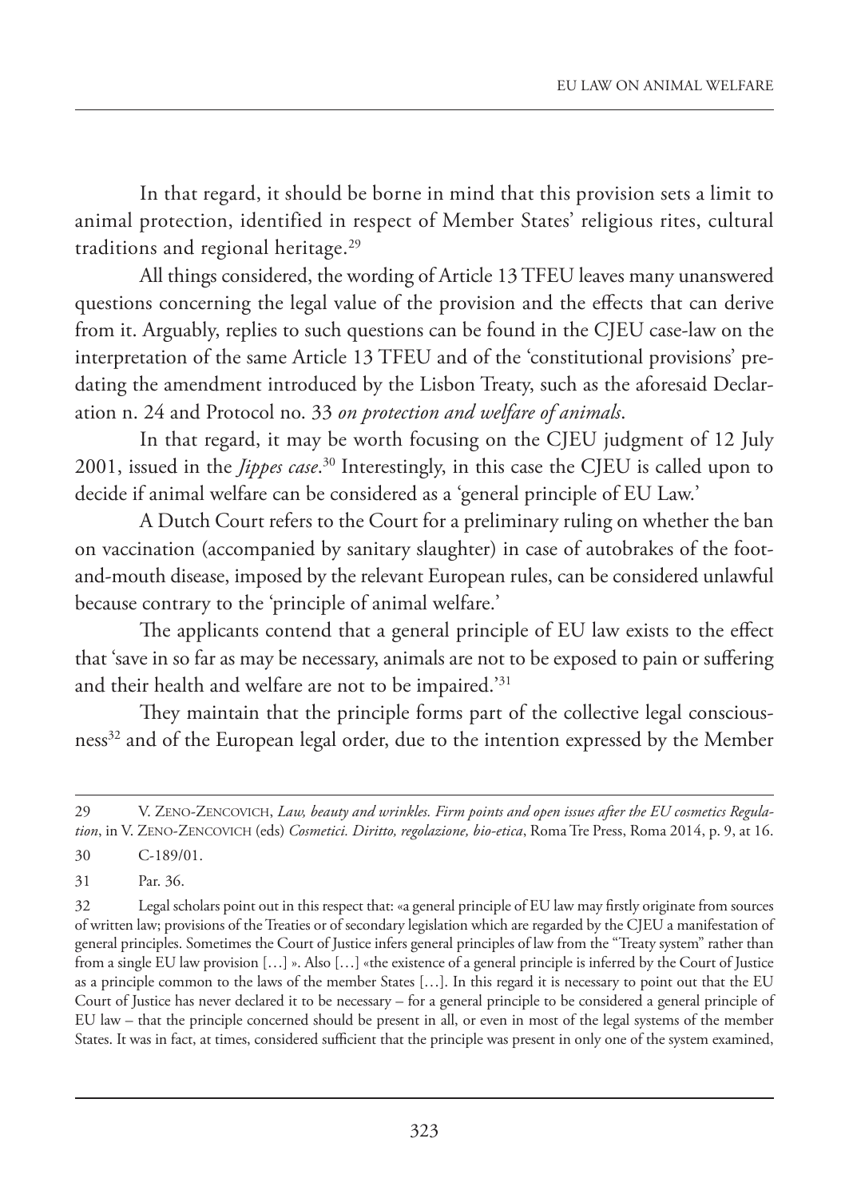In that regard, it should be borne in mind that this provision sets a limit to animal protection, identified in respect of Member States' religious rites, cultural traditions and regional heritage.[29]

All things considered, the wording of Article 13 TFEU leaves many unanswered questions concerning the legal value of the provision and the effects that can derive from it. Arguably, replies to such questions can be found in the CJEU case-law on the interpretation of the same Article 13 TFEU and of the 'constitutional provisions' predating the amendment introduced by the Lisbon Treaty, such as the aforesaid Declaration n. 24 and Protocol no. 33 *on protection and welfare of animals*.

In that regard, it may be worth focusing on the CJEU judgment of 12 July 2001, issued in the *Jippes case*.[30] Interestingly, in this case the CJEU is called upon to decide if animal welfare can be considered as a 'general principle of EU Law.'

A Dutch Court refers to the Court for a preliminary ruling on whether the ban on vaccination (accompanied by sanitary slaughter) in case of autobrakes of the foot-and-mouth disease, imposed by the relevant European rules, can be considered unlawful because contrary to the 'principle of animal welfare.'

The applicants contend that a general principle of EU law exists to the effect that 'save in so far as may be necessary, animals are not to be exposed to pain or suffering and their health and welfare are not to be impaired.'[31]

They maintain that the principle forms part of the collective legal consciousness[32] and of the European legal order, due to the intention expressed by the Member

---

29 V. Zeno-Zencovich, *Law, beauty and wrinkles. Firm points and open issues after the EU cosmetics Regulation*, in V. Zeno-Zencovich (eds) *Cosmetici. Diritto, regolazione, bio-etica*, Roma Tre Press, Roma 2014, p. 9, at 16.

30 C-189/01.

31 Par. 36.

32 Legal scholars point out in this respect that: «a general principle of EU law may firstly originate from sources of written law; provisions of the Treaties or of secondary legislation which are regarded by the CJEU a manifestation of general principles. Sometimes the Court of Justice infers general principles of law from the "Treaty system" rather than from a single EU law provision […] ». Also […] «the existence of a general principle is inferred by the Court of Justice as a principle common to the laws of the member States […]. In this regard it is necessary to point out that the EU Court of Justice has never declared it to be necessary – for a general principle to be considered a general principle of EU law – that the principle concerned should be present in all, or even in most of the legal systems of the member States. It was in fact, at times, considered sufficient that the principle was present in only one of the system examined,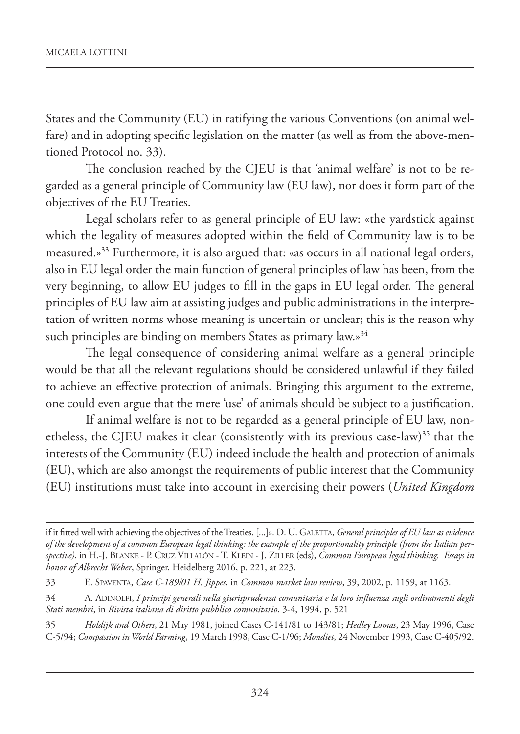States and the Community (EU) in ratifying the various Conventions (on animal welfare) and in adopting specific legislation on the matter (as well as from the above-mentioned Protocol no. 33).

The conclusion reached by the CJEU is that 'animal welfare' is not to be regarded as a general principle of Community law (EU law), nor does it form part of the objectives of the EU Treaties.

Legal scholars refer to as general principle of EU law: «the yardstick against which the legality of measures adopted within the field of Community law is to be measured.»[33] Furthermore, it is also argued that: «as occurs in all national legal orders, also in EU legal order the main function of general principles of law has been, from the very beginning, to allow EU judges to fill in the gaps in EU legal order. The general principles of EU law aim at assisting judges and public administrations in the interpretation of written norms whose meaning is uncertain or unclear; this is the reason why such principles are binding on members States as primary law.»[34]

The legal consequence of considering animal welfare as a general principle would be that all the relevant regulations should be considered unlawful if they failed to achieve an effective protection of animals. Bringing this argument to the extreme, one could even argue that the mere 'use' of animals should be subject to a justification.

If animal welfare is not to be regarded as a general principle of EU law, nonetheless, the CJEU makes it clear (consistently with its previous case-law)[35] that the interests of the Community (EU) indeed include the health and protection of animals (EU), which are also amongst the requirements of public interest that the Community (EU) institutions must take into account in exercising their powers (*United Kingdom*

---

if it fitted well with achieving the objectives of the Treaties. [...]». D. U. Galetta, *General principles of EU law as evidence of the development of a common European legal thinking: the example of the proportionality principle (from the Italian perspective)*, in H.-J. Blanke - P. Cruz Villalón - T. Klein - J. Ziller (eds), *Common European legal thinking. Essays in honor of Albrecht Weber*, Springer, Heidelberg 2016, p. 221, at 223.

33 E. Spaventa, *Case C-189/01 H. Jippes*, in *Common market law review*, 39, 2002, p. 1159, at 1163.

34 A. Adinolfi, *I principi generali nella giurisprudenza comunitaria e la loro influenza sugli ordinamenti degli Stati membri*, in *Rivista italiana di diritto pubblico comunitario*, 3-4, 1994, p. 521

35 *Holdijk and Others*, 21 May 1981, joined Cases C-141/81 to 143/81; *Hedley Lomas*, 23 May 1996, Case C-5/94; *Compassion in World Farming*, 19 March 1998, Case C-1/96; *Mondiet*, 24 November 1993, Case C-405/92.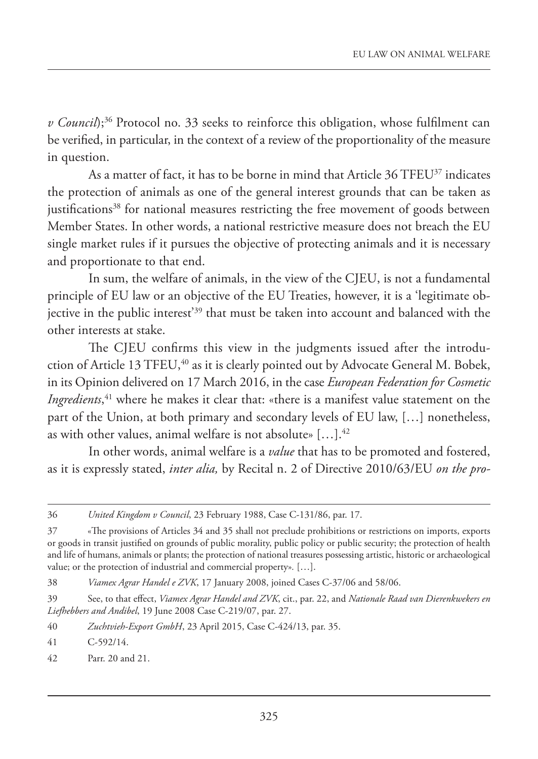*v Council*);[36] Protocol no. 33 seeks to reinforce this obligation, whose fulfilment can be verified, in particular, in the context of a review of the proportionality of the measure in question.

As a matter of fact, it has to be borne in mind that Article 36 TFEU[37] indicates the protection of animals as one of the general interest grounds that can be taken as justifications[38] for national measures restricting the free movement of goods between Member States. In other words, a national restrictive measure does not breach the EU single market rules if it pursues the objective of protecting animals and it is necessary and proportionate to that end.

In sum, the welfare of animals, in the view of the CJEU, is not a fundamental principle of EU law or an objective of the EU Treaties, however, it is a 'legitimate objective in the public interest'[39] that must be taken into account and balanced with the other interests at stake.

The CJEU confirms this view in the judgments issued after the introduction of Article 13 TFEU,[40] as it is clearly pointed out by Advocate General M. Bobek, in its Opinion delivered on 17 March 2016, in the case *European Federation for Cosmetic Ingredients*,[41] where he makes it clear that: «there is a manifest value statement on the part of the Union, at both primary and secondary levels of EU law, […] nonetheless, as with other values, animal welfare is not absolute» […].[42]

In other words, animal welfare is a *value* that has to be promoted and fostered, as it is expressly stated, *inter alia,* by Recital n. 2 of Directive 2010/63/EU *on the pro-*

---

36 *United Kingdom v Council*, 23 February 1988, Case C-131/86, par. 17.

37 «The provisions of Articles 34 and 35 shall not preclude prohibitions or restrictions on imports, exports or goods in transit justified on grounds of public morality, public policy or public security; the protection of health and life of humans, animals or plants; the protection of national treasures possessing artistic, historic or archaeological value; or the protection of industrial and commercial property». […].

38 *Viamex Agrar Handel e ZVK*, 17 January 2008, joined Cases C-37/06 and 58/06.

39 See, to that effect, *Viamex Agrar Handel and ZVK*, cit., par. 22, and *Nationale Raad van Dierenkwekers en Liefhebbers and Andibel*, 19 June 2008 Case C-219/07, par. 27.

40 *Zuchtvieh-Export GmbH*, 23 April 2015, Case C-424/13, par. 35.

41 C-592/14.

42 Parr. 20 and 21.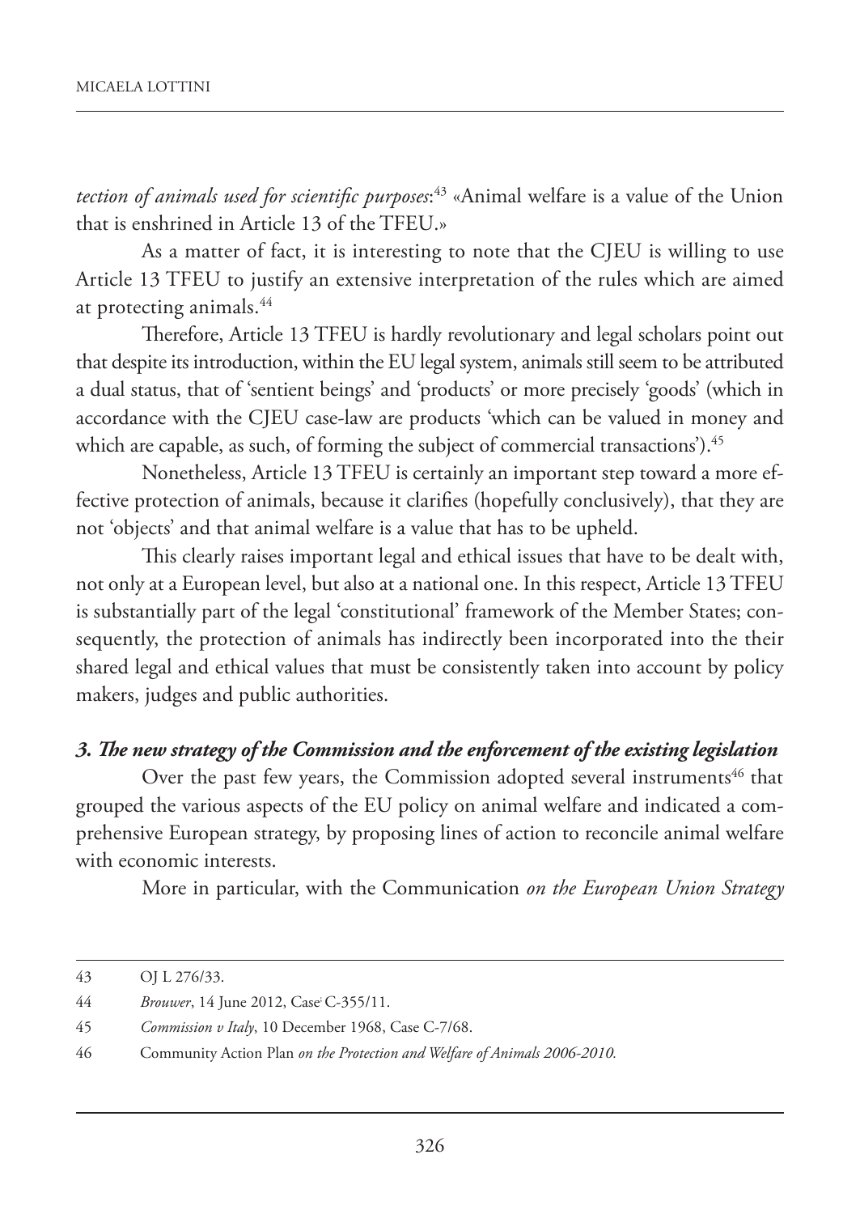*tection of animals used for scientific purposes*:[43] «Animal welfare is a value of the Union that is enshrined in Article 13 of the TFEU.»

As a matter of fact, it is interesting to note that the CJEU is willing to use Article 13 TFEU to justify an extensive interpretation of the rules which are aimed at protecting animals.[44]

Therefore, Article 13 TFEU is hardly revolutionary and legal scholars point out that despite its introduction, within the EU legal system, animals still seem to be attributed a dual status, that of 'sentient beings' and 'products' or more precisely 'goods' (which in accordance with the CJEU case-law are products 'which can be valued in money and which are capable, as such, of forming the subject of commercial transactions').[45]

Nonetheless, Article 13 TFEU is certainly an important step toward a more effective protection of animals, because it clarifies (hopefully conclusively), that they are not 'objects' and that animal welfare is a value that has to be upheld.

This clearly raises important legal and ethical issues that have to be dealt with, not only at a European level, but also at a national one. In this respect, Article 13 TFEU is substantially part of the legal 'constitutional' framework of the Member States; consequently, the protection of animals has indirectly been incorporated into the their shared legal and ethical values that must be consistently taken into account by policy makers, judges and public authorities.

### *3. The new strategy of the Commission and the enforcement of the existing legislation*

Over the past few years, the Commission adopted several instruments[46] that grouped the various aspects of the EU policy on animal welfare and indicated a comprehensive European strategy, by proposing lines of action to reconcile animal welfare with economic interests.

More in particular, with the Communication *on the European Union Strategy*

---

43 OJ L 276/33.

44 *Brouwer*, 14 June 2012, Case C-355/11.

45 *Commission v Italy*, 10 December 1968, Case C-7/68.

46 Community Action Plan *on the Protection and Welfare of Animals 2006-2010.*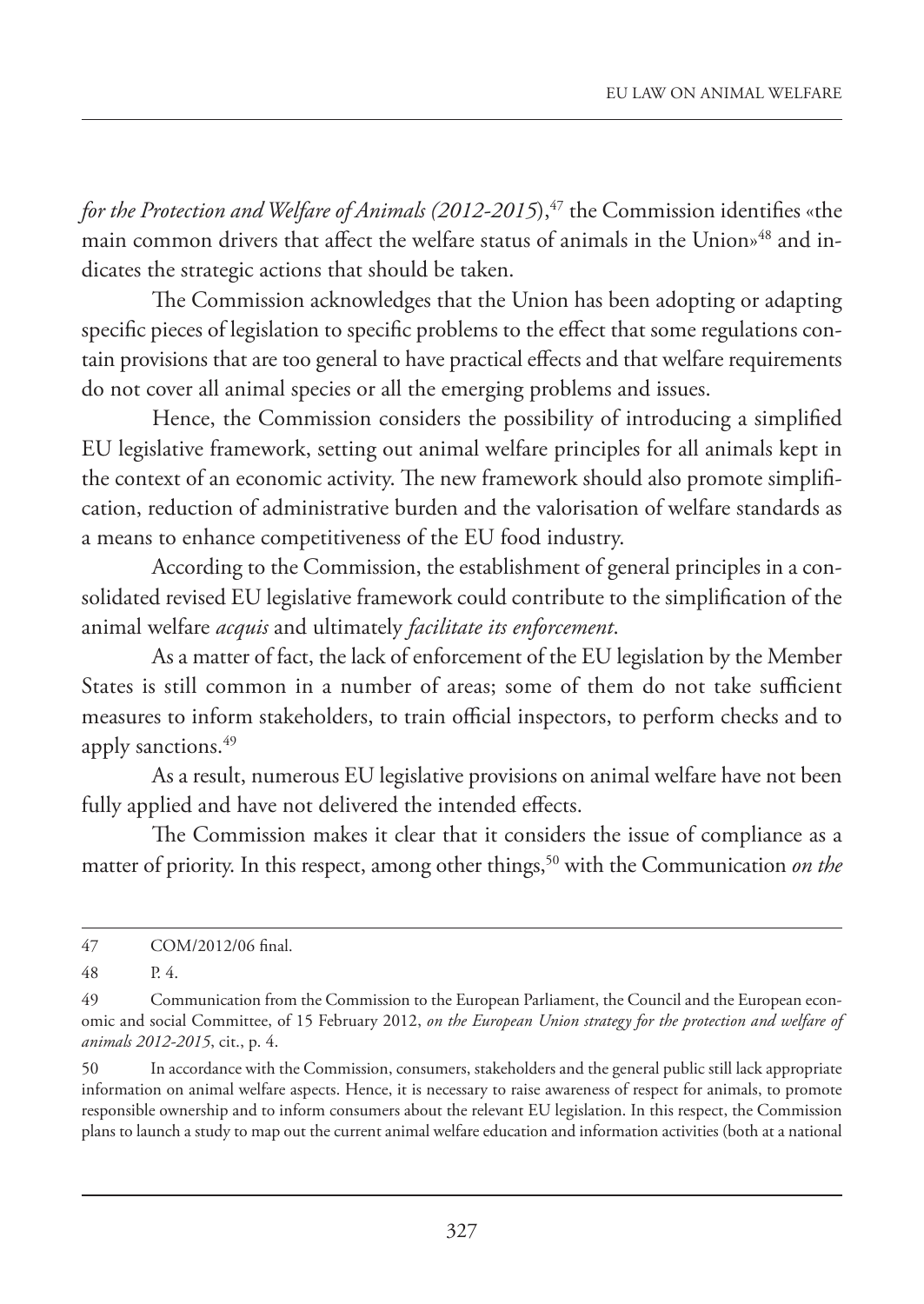*for the Protection and Welfare of Animals (2012-2015*),[47] the Commission identifies «the main common drivers that affect the welfare status of animals in the Union»[48] and indicates the strategic actions that should be taken.

The Commission acknowledges that the Union has been adopting or adapting specific pieces of legislation to specific problems to the effect that some regulations contain provisions that are too general to have practical effects and that welfare requirements do not cover all animal species or all the emerging problems and issues.

Hence, the Commission considers the possibility of introducing a simplified EU legislative framework, setting out animal welfare principles for all animals kept in the context of an economic activity. The new framework should also promote simplification, reduction of administrative burden and the valorisation of welfare standards as a means to enhance competitiveness of the EU food industry.

According to the Commission, the establishment of general principles in a consolidated revised EU legislative framework could contribute to the simplification of the animal welfare *acquis* and ultimately *facilitate its enforcement*.

As a matter of fact, the lack of enforcement of the EU legislation by the Member States is still common in a number of areas; some of them do not take sufficient measures to inform stakeholders, to train official inspectors, to perform checks and to apply sanctions.[49]

As a result, numerous EU legislative provisions on animal welfare have not been fully applied and have not delivered the intended effects.

The Commission makes it clear that it considers the issue of compliance as a matter of priority. In this respect, among other things,[50] with the Communication *on the*

---

47 COM/2012/06 final.

48 P. 4.

49 Communication from the Commission to the European Parliament, the Council and the European economic and social Committee, of 15 February 2012, *on the European Union strategy for the protection and welfare of animals 2012-2015*, cit., p. 4.

50 In accordance with the Commission, consumers, stakeholders and the general public still lack appropriate information on animal welfare aspects. Hence, it is necessary to raise awareness of respect for animals, to promote responsible ownership and to inform consumers about the relevant EU legislation. In this respect, the Commission plans to launch a study to map out the current animal welfare education and information activities (both at a national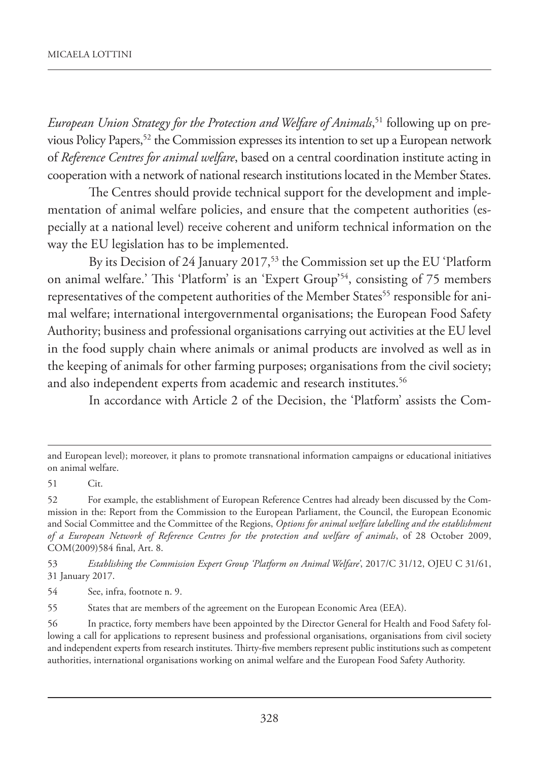*European Union Strategy for the Protection and Welfare of Animals*,[51] following up on previous Policy Papers,[52] the Commission expresses its intention to set up a European network of *Reference Centres for animal welfare*, based on a central coordination institute acting in cooperation with a network of national research institutions located in the Member States.

The Centres should provide technical support for the development and implementation of animal welfare policies, and ensure that the competent authorities (especially at a national level) receive coherent and uniform technical information on the way the EU legislation has to be implemented.

By its Decision of 24 January 2017,[53] the Commission set up the EU 'Platform on animal welfare.' This 'Platform' is an 'Expert Group'[54], consisting of 75 members representatives of the competent authorities of the Member States[55] responsible for animal welfare; international intergovernmental organisations; the European Food Safety Authority; business and professional organisations carrying out activities at the EU level in the food supply chain where animals or animal products are involved as well as in the keeping of animals for other farming purposes; organisations from the civil society; and also independent experts from academic and research institutes.[56]

In accordance with Article 2 of the Decision, the 'Platform' assists the Com-

---

and European level); moreover, it plans to promote transnational information campaigns or educational initiatives on animal welfare.

51 Cit.

52 For example, the establishment of European Reference Centres had already been discussed by the Commission in the: Report from the Commission to the European Parliament, the Council, the European Economic and Social Committee and the Committee of the Regions, *Options for animal welfare labelling and the establishment of a European Network of Reference Centres for the protection and welfare of animals*, of 28 October 2009, COM(2009)584 final, Art. 8.

53 *Establishing the Commission Expert Group 'Platform on Animal Welfare'*, 2017/C 31/12, OJEU C 31/61, 31 January 2017.

54 See, infra, footnote n. 9.

55 States that are members of the agreement on the European Economic Area (EEA).

56 In practice, forty members have been appointed by the Director General for Health and Food Safety following a call for applications to represent business and professional organisations, organisations from civil society and independent experts from research institutes. Thirty-five members represent public institutions such as competent authorities, international organisations working on animal welfare and the European Food Safety Authority.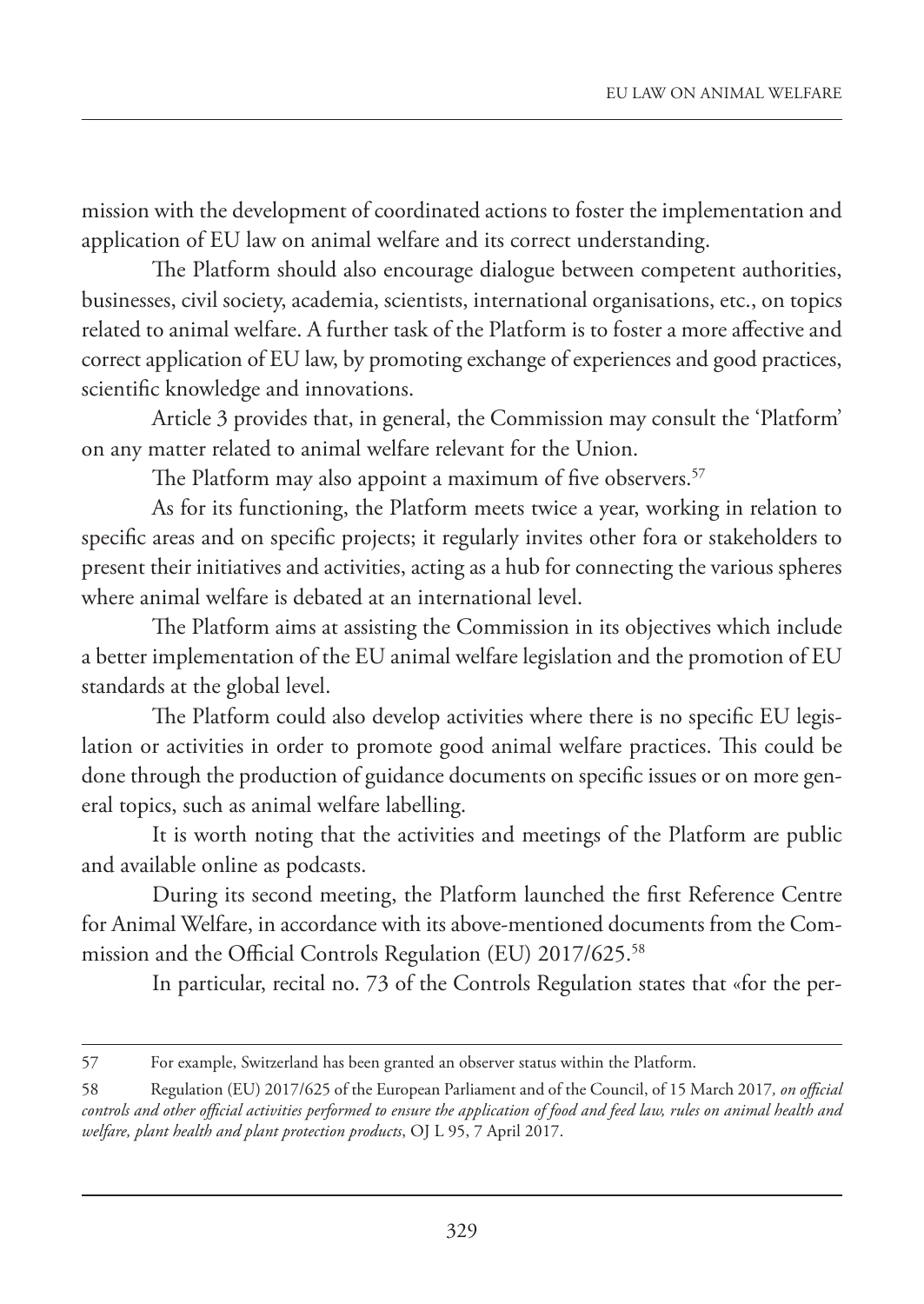mission with the development of coordinated actions to foster the implementation and application of EU law on animal welfare and its correct understanding.

The Platform should also encourage dialogue between competent authorities, businesses, civil society, academia, scientists, international organisations, etc., on topics related to animal welfare. A further task of the Platform is to foster a more affective and correct application of EU law, by promoting exchange of experiences and good practices, scientific knowledge and innovations.

Article 3 provides that, in general, the Commission may consult the 'Platform' on any matter related to animal welfare relevant for the Union.

The Platform may also appoint a maximum of five observers.[57]

As for its functioning, the Platform meets twice a year, working in relation to specific areas and on specific projects; it regularly invites other fora or stakeholders to present their initiatives and activities, acting as a hub for connecting the various spheres where animal welfare is debated at an international level.

The Platform aims at assisting the Commission in its objectives which include a better implementation of the EU animal welfare legislation and the promotion of EU standards at the global level.

The Platform could also develop activities where there is no specific EU legislation or activities in order to promote good animal welfare practices. This could be done through the production of guidance documents on specific issues or on more general topics, such as animal welfare labelling.

It is worth noting that the activities and meetings of the Platform are public and available online as podcasts.

During its second meeting, the Platform launched the first Reference Centre for Animal Welfare, in accordance with its above-mentioned documents from the Commission and the Official Controls Regulation (EU) 2017/625.[58]

In particular, recital no. 73 of the Controls Regulation states that «for the per-

---

57 For example, Switzerland has been granted an observer status within the Platform.

58 Regulation (EU) 2017/625 of the European Parliament and of the Council, of 15 March 2017, *on official controls and other official activities performed to ensure the application of food and feed law, rules on animal health and welfare, plant health and plant protection products*, OJ L 95, 7 April 2017.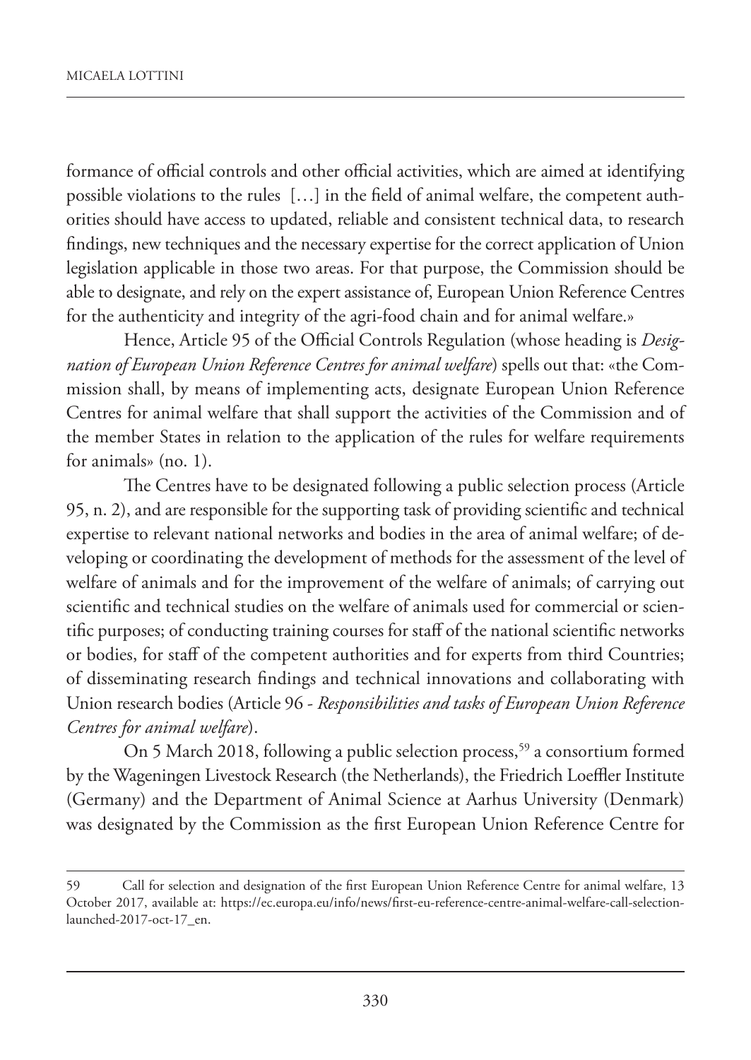formance of official controls and other official activities, which are aimed at identifying possible violations to the rules […] in the field of animal welfare, the competent authorities should have access to updated, reliable and consistent technical data, to research findings, new techniques and the necessary expertise for the correct application of Union legislation applicable in those two areas. For that purpose, the Commission should be able to designate, and rely on the expert assistance of, European Union Reference Centres for the authenticity and integrity of the agri-food chain and for animal welfare.»

Hence, Article 95 of the Official Controls Regulation (whose heading is *Designation of European Union Reference Centres for animal welfare*) spells out that: «the Commission shall, by means of implementing acts, designate European Union Reference Centres for animal welfare that shall support the activities of the Commission and of the member States in relation to the application of the rules for welfare requirements for animals» (no. 1).

The Centres have to be designated following a public selection process (Article 95, n. 2), and are responsible for the supporting task of providing scientific and technical expertise to relevant national networks and bodies in the area of animal welfare; of developing or coordinating the development of methods for the assessment of the level of welfare of animals and for the improvement of the welfare of animals; of carrying out scientific and technical studies on the welfare of animals used for commercial or scientific purposes; of conducting training courses for staff of the national scientific networks or bodies, for staff of the competent authorities and for experts from third Countries; of disseminating research findings and technical innovations and collaborating with Union research bodies (Article 96 - *Responsibilities and tasks of European Union Reference Centres for animal welfare*).

On 5 March 2018, following a public selection process,[59] a consortium formed by the Wageningen Livestock Research (the Netherlands), the Friedrich Loeffler Institute (Germany) and the Department of Animal Science at Aarhus University (Denmark) was designated by the Commission as the first European Union Reference Centre for

---

59 Call for selection and designation of the first European Union Reference Centre for animal welfare, 13 October 2017, available at: https://ec.europa.eu/info/news/first-eu-reference-centre-animal-welfare-call-selection-launched-2017-oct-17_en.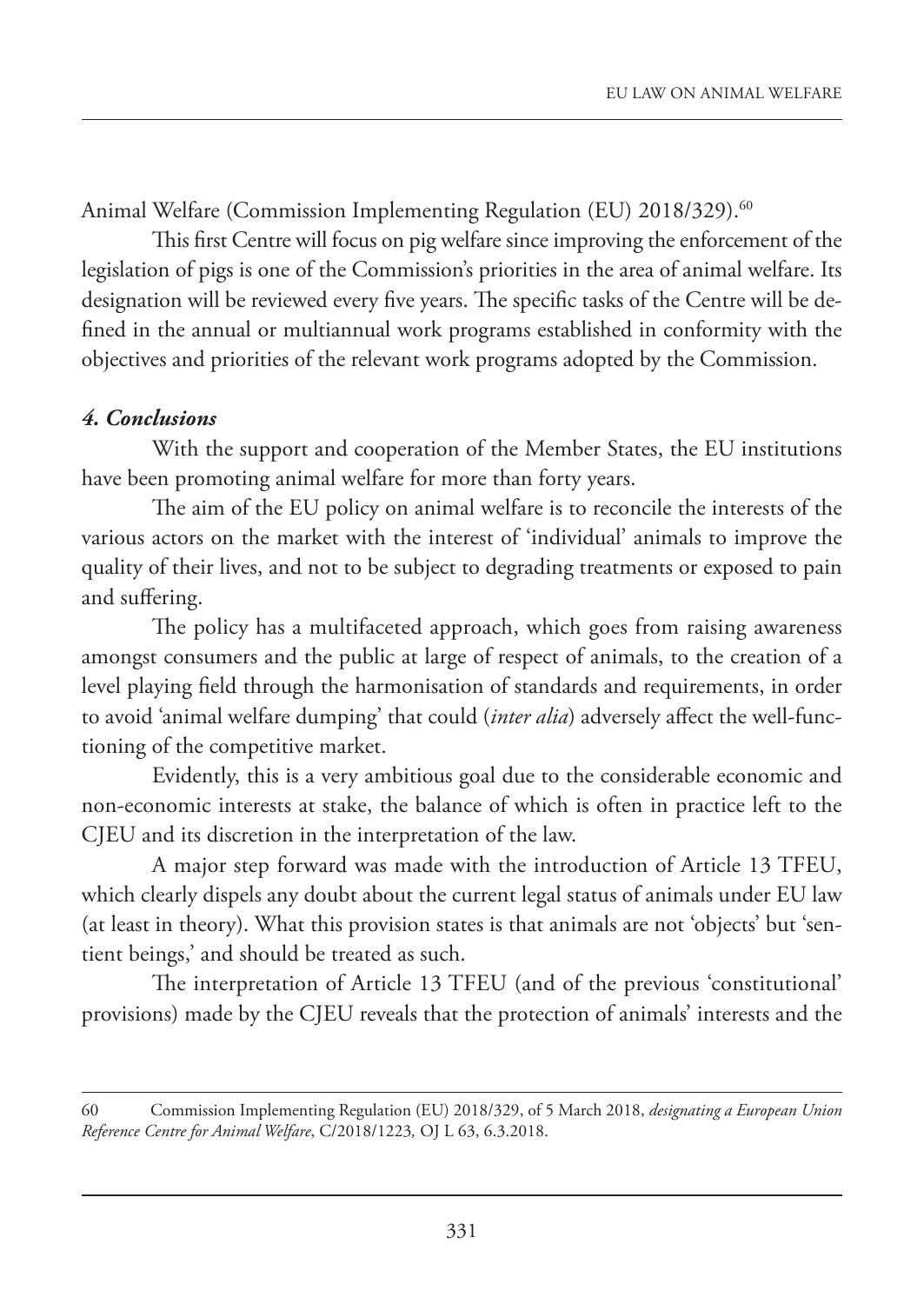Animal Welfare (Commission Implementing Regulation (EU) 2018/329).[60]

This first Centre will focus on pig welfare since improving the enforcement of the legislation of pigs is one of the Commission's priorities in the area of animal welfare. Its designation will be reviewed every five years. The specific tasks of the Centre will be defined in the annual or multiannual work programs established in conformity with the objectives and priorities of the relevant work programs adopted by the Commission.

### *4. Conclusions*

With the support and cooperation of the Member States, the EU institutions have been promoting animal welfare for more than forty years.

The aim of the EU policy on animal welfare is to reconcile the interests of the various actors on the market with the interest of 'individual' animals to improve the quality of their lives, and not to be subject to degrading treatments or exposed to pain and suffering.

The policy has a multifaceted approach, which goes from raising awareness amongst consumers and the public at large of respect of animals, to the creation of a level playing field through the harmonisation of standards and requirements, in order to avoid 'animal welfare dumping' that could (*inter alia*) adversely affect the well-functioning of the competitive market.

Evidently, this is a very ambitious goal due to the considerable economic and non-economic interests at stake, the balance of which is often in practice left to the CJEU and its discretion in the interpretation of the law.

A major step forward was made with the introduction of Article 13 TFEU, which clearly dispels any doubt about the current legal status of animals under EU law (at least in theory). What this provision states is that animals are not 'objects' but 'sentient beings,' and should be treated as such.

The interpretation of Article 13 TFEU (and of the previous 'constitutional' provisions) made by the CJEU reveals that the protection of animals' interests and the

---

60 Commission Implementing Regulation (EU) 2018/329, of 5 March 2018, *designating a European Union Reference Centre for Animal Welfare*, C/2018/1223*,* OJ L 63, 6.3.2018.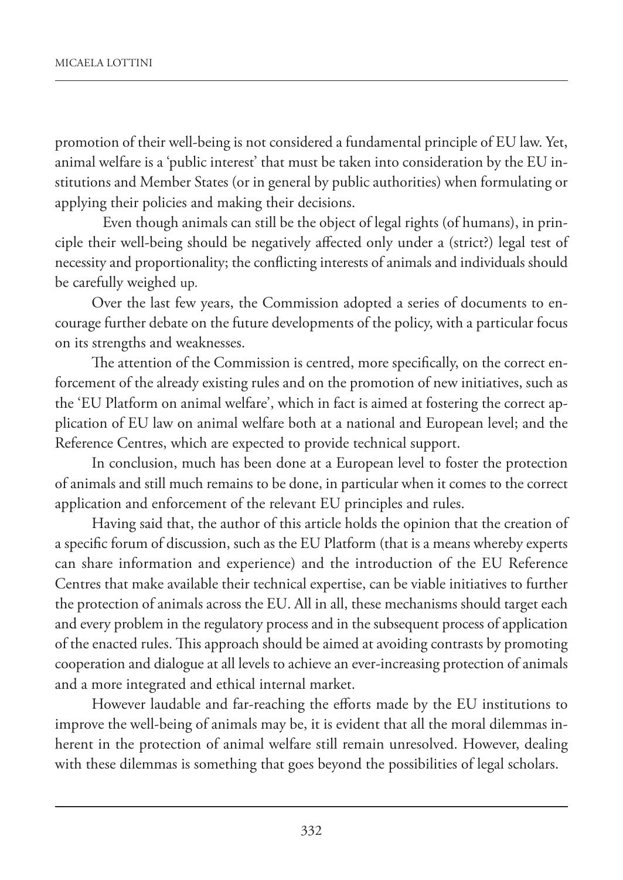promotion of their well-being is not considered a fundamental principle of EU law. Yet, animal welfare is a 'public interest' that must be taken into consideration by the EU institutions and Member States (or in general by public authorities) when formulating or applying their policies and making their decisions.

Even though animals can still be the object of legal rights (of humans), in principle their well-being should be negatively affected only under a (strict?) legal test of necessity and proportionality; the conflicting interests of animals and individuals should be carefully weighed up.

Over the last few years, the Commission adopted a series of documents to encourage further debate on the future developments of the policy, with a particular focus on its strengths and weaknesses.

The attention of the Commission is centred, more specifically, on the correct enforcement of the already existing rules and on the promotion of new initiatives, such as the 'EU Platform on animal welfare', which in fact is aimed at fostering the correct application of EU law on animal welfare both at a national and European level; and the Reference Centres, which are expected to provide technical support.

In conclusion, much has been done at a European level to foster the protection of animals and still much remains to be done, in particular when it comes to the correct application and enforcement of the relevant EU principles and rules.

Having said that, the author of this article holds the opinion that the creation of a specific forum of discussion, such as the EU Platform (that is a means whereby experts can share information and experience) and the introduction of the EU Reference Centres that make available their technical expertise, can be viable initiatives to further the protection of animals across the EU. All in all, these mechanisms should target each and every problem in the regulatory process and in the subsequent process of application of the enacted rules. This approach should be aimed at avoiding contrasts by promoting cooperation and dialogue at all levels to achieve an ever-increasing protection of animals and a more integrated and ethical internal market.

However laudable and far-reaching the efforts made by the EU institutions to improve the well-being of animals may be, it is evident that all the moral dilemmas inherent in the protection of animal welfare still remain unresolved. However, dealing with these dilemmas is something that goes beyond the possibilities of legal scholars.